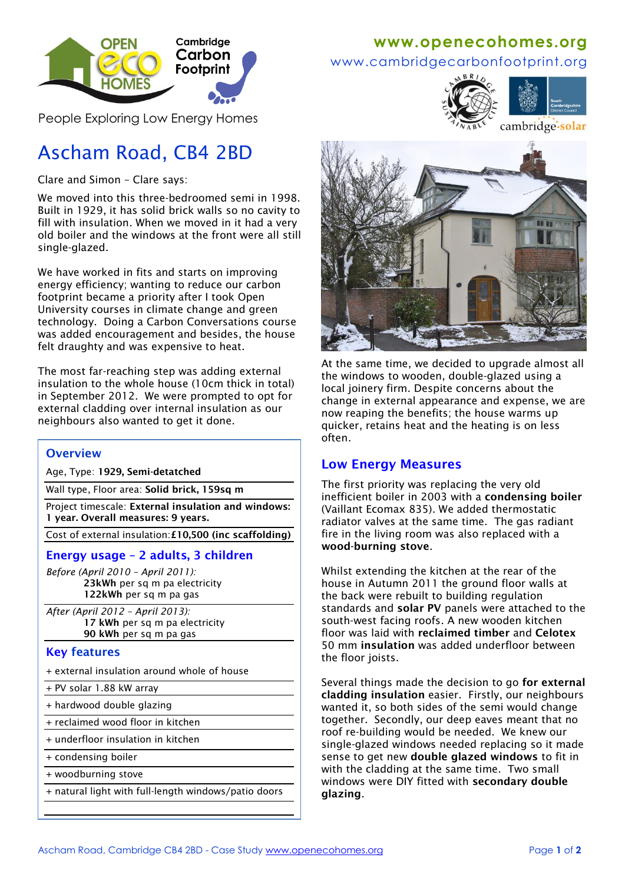www.openecohomes.org

www.cambridgecarbonfootprint.org

People Exploring Low Energy Homes

# Ascham Road, CB4 2BD

Clare and Simon – Clare says:

We moved into this three-bedroomed semi in 1998. Built in 1929, it has solid brick walls so no cavity to fill with insulation. When we moved in it had a very old boiler and the windows at the front were all still single-glazed.

We have worked in fits and starts on improving energy efficiency; wanting to reduce our carbon footprint became a priority after I took Open University courses in climate change and green technology. Doing a Carbon Conversations course was added encouragement and besides, the house felt draughty and was expensive to heat.

The most far-reaching step was adding external insulation to the whole house (10cm thick in total) in September 2012. We were prompted to opt for external cladding over internal insulation as our neighbours also wanted to get it done.

## Overview

Age, Type: **1929, Semi-detached**

Wall type, Floor area: **Solid brick, 159sq m**

Project timescale: **External insulation and windows: 1 year. Overall measures: 9 years.**

Cost of external insulation: **£10,500 (inc scaffolding)**

## Energy usage – 2 adults, 3 children

*Before (April 2010 – April 2011):*
**23kWh** per sq m pa electricity
**122kWh** per sq m pa gas

*After (April 2012 – April 2013):*
**17 kWh** per sq m pa electricity
**90 kWh** per sq m pa gas

## Key features

- + external insulation around whole of house
- + PV solar 1.88 kW array
- + hardwood double glazing
- + reclaimed wood floor in kitchen
- + underfloor insulation in kitchen
- + condensing boiler
- + woodburning stove
- + natural light with full-length windows/patio doors

At the same time, we decided to upgrade almost all the windows to wooden, double-glazed using a local joinery firm. Despite concerns about the change in external appearance and expense, we are now reaping the benefits; the house warms up quicker, retains heat and the heating is on less often.

## Low Energy Measures

The first priority was replacing the very old inefficient boiler in 2003 with a **condensing boiler** (Vaillant Ecomax 835). We added thermostatic radiator valves at the same time. The gas radiant fire in the living room was also replaced with a **wood-burning stove**.

Whilst extending the kitchen at the rear of the house in Autumn 2011 the ground floor walls at the back were rebuilt to building regulation standards and **solar PV** panels were attached to the south-west facing roofs. A new wooden kitchen floor was laid with **reclaimed timber** and **Celotex** 50 mm **insulation** was added underfloor between the floor joists.

Several things made the decision to go **for external cladding insulation** easier. Firstly, our neighbours wanted it, so both sides of the semi would change together. Secondly, our deep eaves meant that no roof re-building would be needed. We knew our single-glazed windows needed replacing so it made sense to get new **double glazed windows** to fit in with the cladding at the same time. Two small windows were DIY fitted with **secondary double glazing**.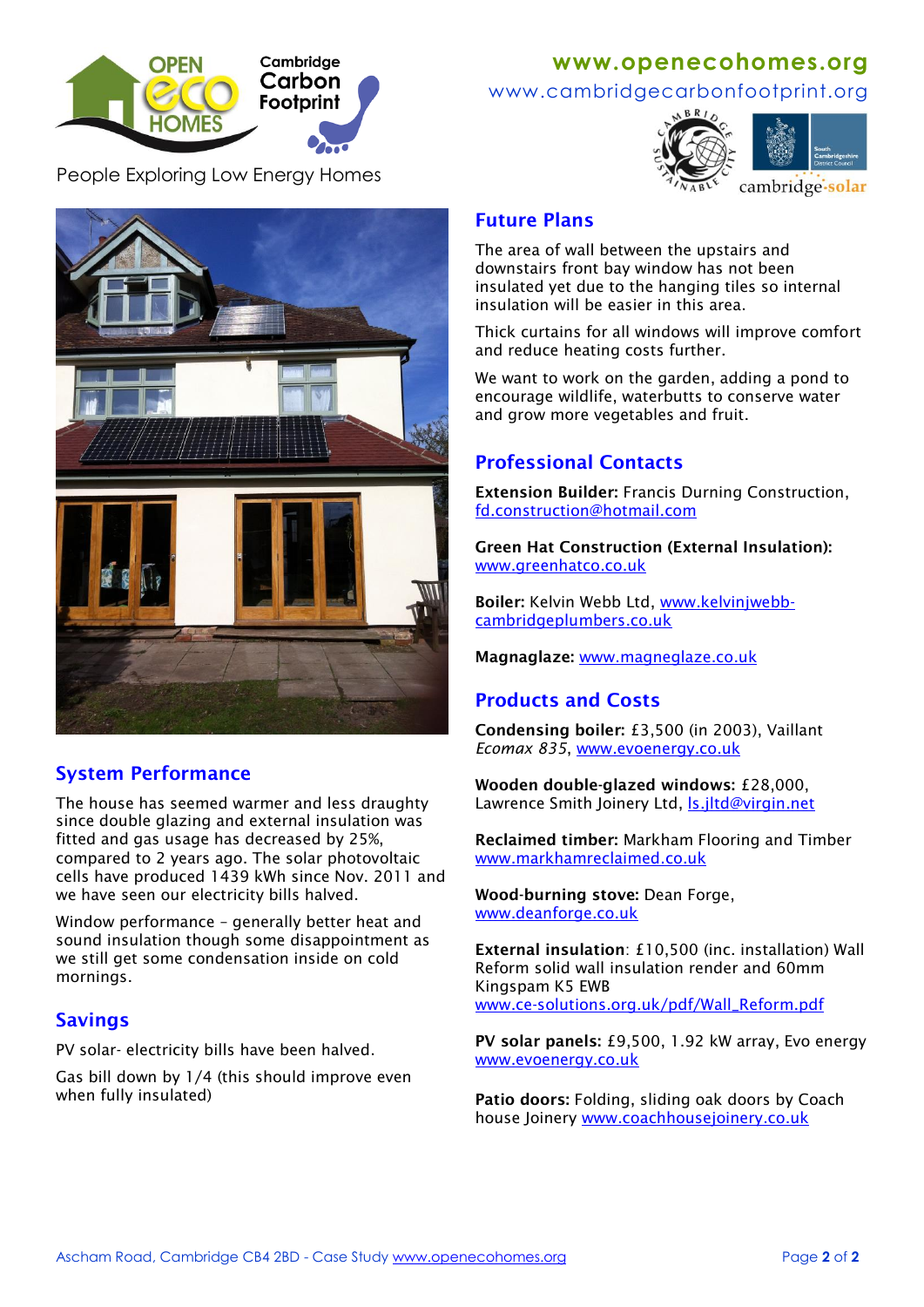## System Performance

The house has seemed warmer and less draughty since double glazing and external insulation was fitted and gas usage has decreased by 25%, compared to 2 years ago. The solar photovoltaic cells have produced 1439 kWh since Nov. 2011 and we have seen our electricity bills halved.

Window performance – generally better heat and sound insulation though some disappointment as we still get some condensation inside on cold mornings.

## Savings

PV solar- electricity bills have been halved.

Gas bill down by 1/4 (this should improve even when fully insulated)

## Future Plans

The area of wall between the upstairs and downstairs front bay window has not been insulated yet due to the hanging tiles so internal insulation will be easier in this area.

Thick curtains for all windows will improve comfort and reduce heating costs further.

We want to work on the garden, adding a pond to encourage wildlife, waterbutts to conserve water and grow more vegetables and fruit.

## Professional Contacts

**Extension Builder:** Francis Durning Construction, fd.construction@hotmail.com

**Green Hat Construction (External Insulation):** www.greenhatco.co.uk

**Boiler:** Kelvin Webb Ltd, www.kelvinjwebb-cambridgeplumbers.co.uk

**Magnaglaze:** www.magneglaze.co.uk

## Products and Costs

**Condensing boiler:** £3,500 (in 2003), Vaillant *Ecomax 835*, www.evoenergy.co.uk

**Wooden double-glazed windows:** £28,000, Lawrence Smith Joinery Ltd, ls.jltd@virgin.net

**Reclaimed timber:** Markham Flooring and Timber www.markhamreclaimed.co.uk

**Wood-burning stove:** Dean Forge, www.deanforge.co.uk

**External insulation**: £10,500 (inc. installation) Wall Reform solid wall insulation render and 60mm Kingspam K5 EWB www.ce-solutions.org.uk/pdf/Wall_Reform.pdf

**PV solar panels:** £9,500, 1.92 kW array, Evo energy www.evoenergy.co.uk

**Patio doors:** Folding, sliding oak doors by Coach house Joinery www.coachhousejoinery.co.uk